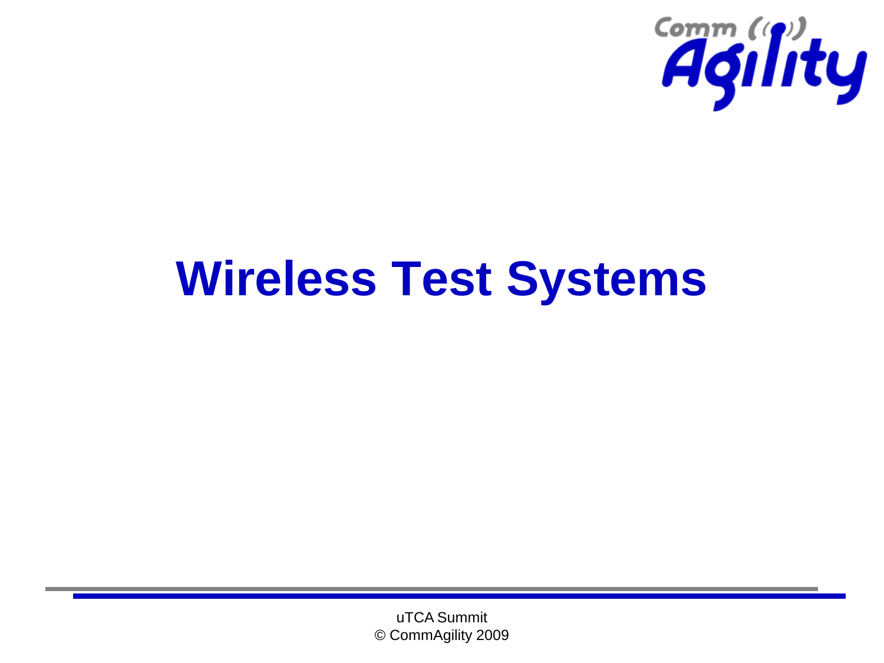Comm Agility

# Wireless Test Systems

uTCA Summit
© CommAgility 2009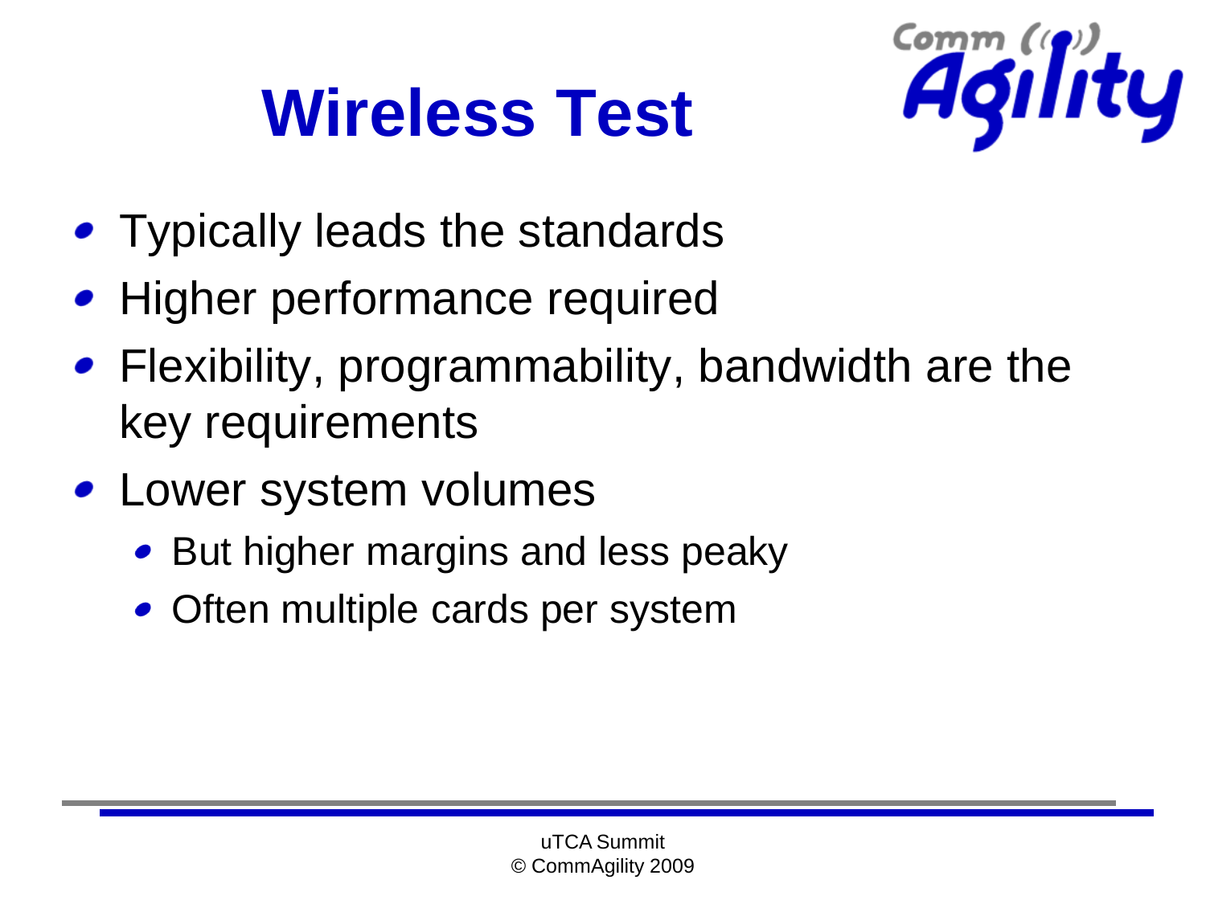# Wireless Test

- Typically leads the standards
- Higher performance required
- Flexibility, programmability, bandwidth are the key requirements
- Lower system volumes
  - But higher margins and less peaky
  - Often multiple cards per system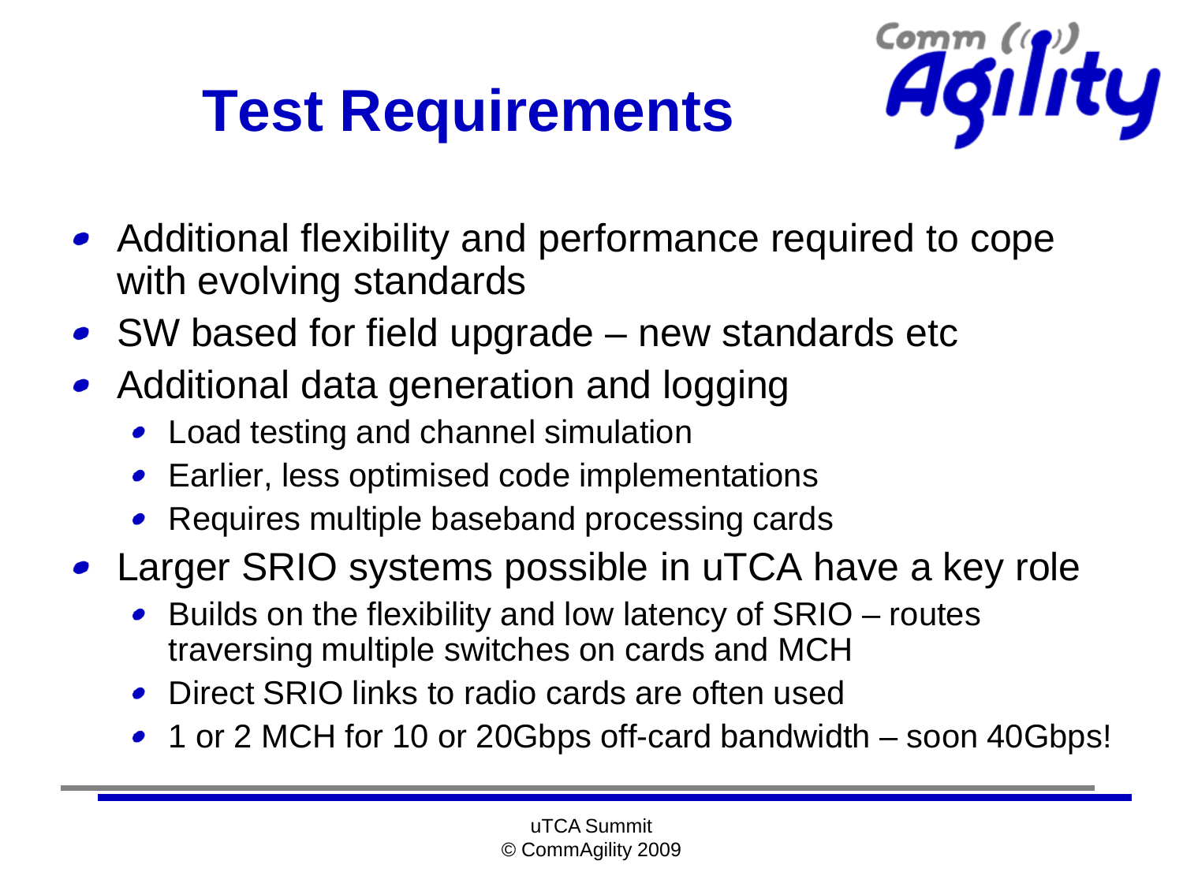# Test Requirements

- Additional flexibility and performance required to cope with evolving standards
- SW based for field upgrade – new standards etc
- Additional data generation and logging
  - Load testing and channel simulation
  - Earlier, less optimised code implementations
  - Requires multiple baseband processing cards
- Larger SRIO systems possible in uTCA have a key role
  - Builds on the flexibility and low latency of SRIO – routes traversing multiple switches on cards and MCH
  - Direct SRIO links to radio cards are often used
  - 1 or 2 MCH for 10 or 20Gbps off-card bandwidth – soon 40Gbps!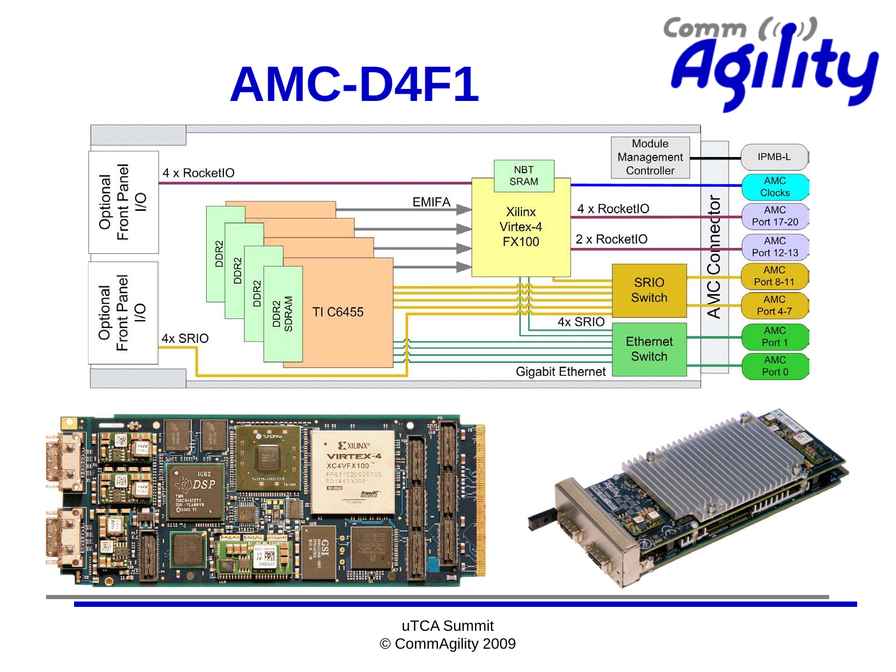# AMC-D4F1

Comm Agility

Optional Front Panel I/O

4 x RocketIO

Optional Front Panel I/O

4x SRIO

DDR2

DDR2

DDR2

DDR2 SDRAM

TI C6455

EMIFA

NBT SRAM

Xilinx Virtex-4 FX100

Module Management Controller

4 x RocketIO

2 x RocketIO

SRIO Switch

4x SRIO

Ethernet Switch

Gigabit Ethernet

AMC Connector

IPMB-L

AMC Clocks

AMC Port 17-20

AMC Port 12-13

AMC Port 8-11

AMC Port 4-7

AMC Port 1

AMC Port 0

uTCA Summit
© CommAgility 2009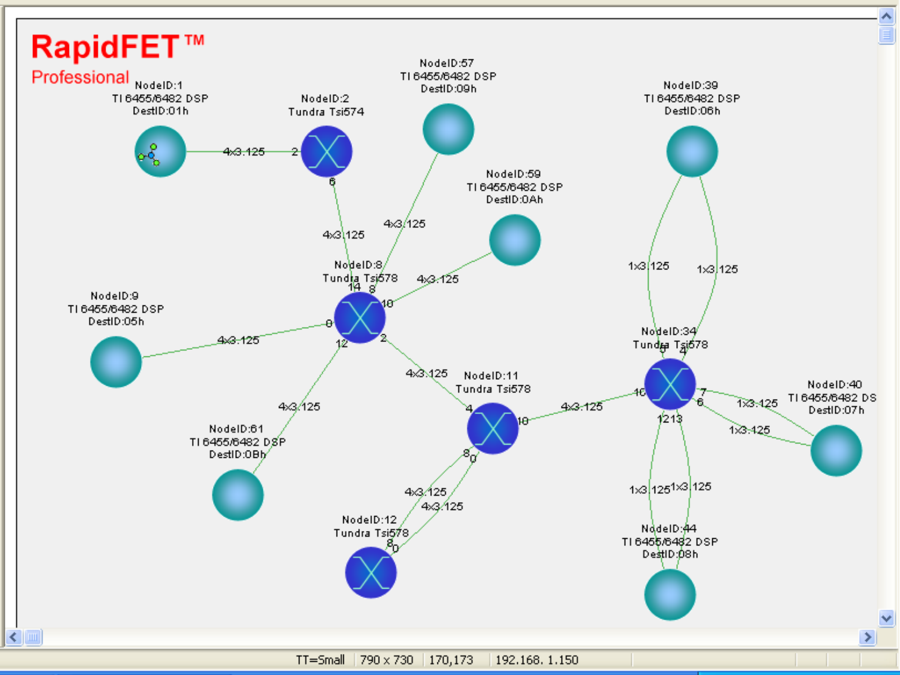**RapidFET™**
Professional

NodeID:1
TI 6455/6482 DSP
DestID:01h

NodeID:2
Tundra Tsi574

NodeID:57
TI 6455/6482 DSP
DestID:09h

NodeID:39
TI 6455/6482 DSP
DestID:06h

NodeID:59
TI 6455/6482 DSP
DestID:0Ah

NodeID:8
Tundra Tsi578

NodeID:9
TI 6455/6482 DSP
DestID:05h

NodeID:34
Tundra Tsi578

NodeID:40
TI 6455/6482 DS
DestID:07h

NodeID:11
Tundra Tsi578

NodeID:61
TI 6455/6482 DSP
DestID:0Bh

NodeID:12
Tundra Tsi578

NodeID:44
TI 6455/6482 DSP
DestID:08h

4x3.125 | 4x3.125 | 4x3.125 | 4x3.125 | 4x3.125 | 4x3.125 | 4x3.125 | 4x3.125 | 4x3.125 | 4x3.125
1x3.125 | 1x3.125 | 1x3.125 | 1x3.125 | 1x3.125 | 1x3.125

TT=Small | 790 x 730 | 170,173 | 192.168. 1.150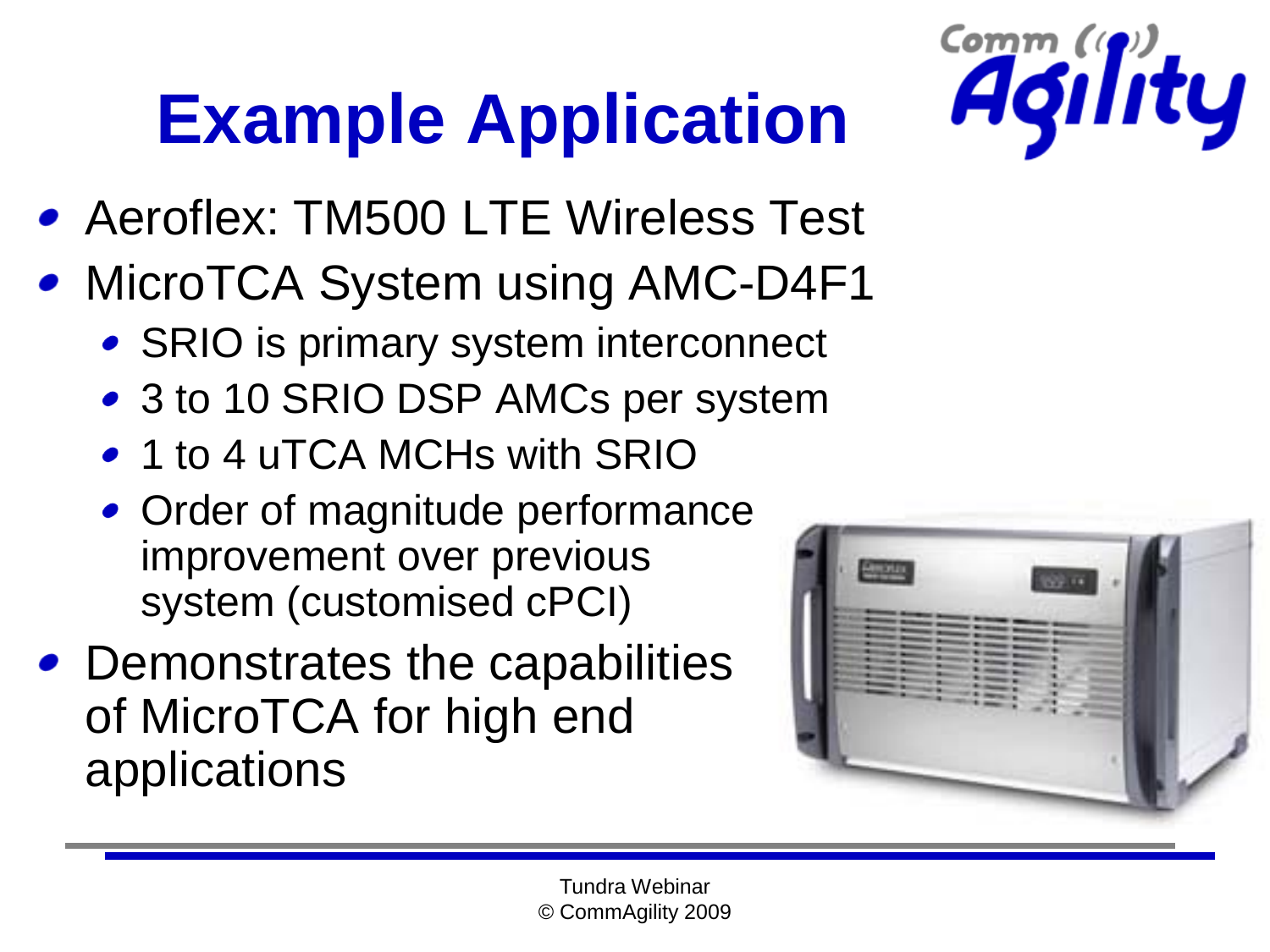# Example Application

- Aeroflex: TM500 LTE Wireless Test
- MicroTCA System using AMC-D4F1
  - SRIO is primary system interconnect
  - 3 to 10 SRIO DSP AMCs per system
  - 1 to 4 uTCA MCHs with SRIO
  - Order of magnitude performance improvement over previous system (customised cPCI)
- Demonstrates the capabilities of MicroTCA for high end applications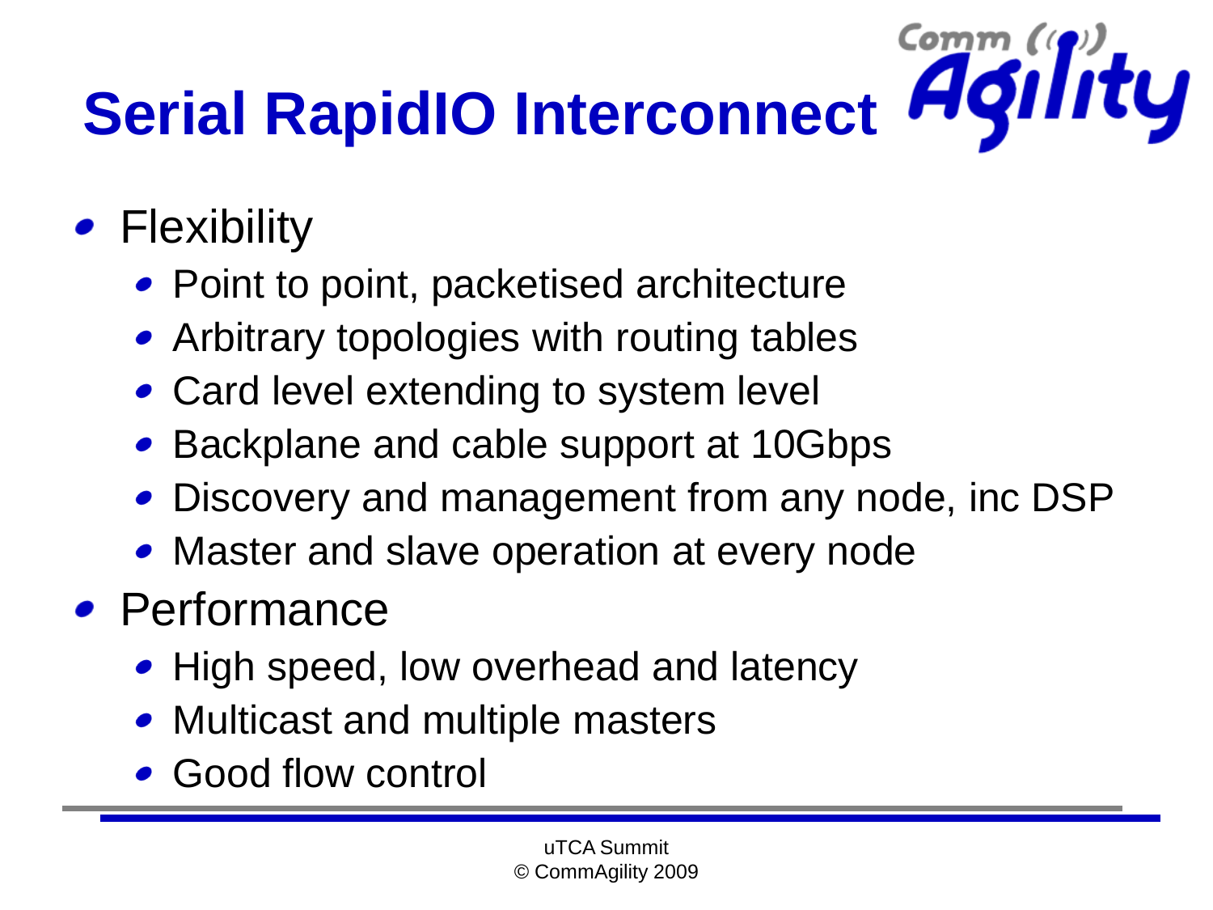# Serial RapidIO Interconnect

- Flexibility
  - Point to point, packetised architecture
  - Arbitrary topologies with routing tables
  - Card level extending to system level
  - Backplane and cable support at 10Gbps
  - Discovery and management from any node, inc DSP
  - Master and slave operation at every node
- Performance
  - High speed, low overhead and latency
  - Multicast and multiple masters
  - Good flow control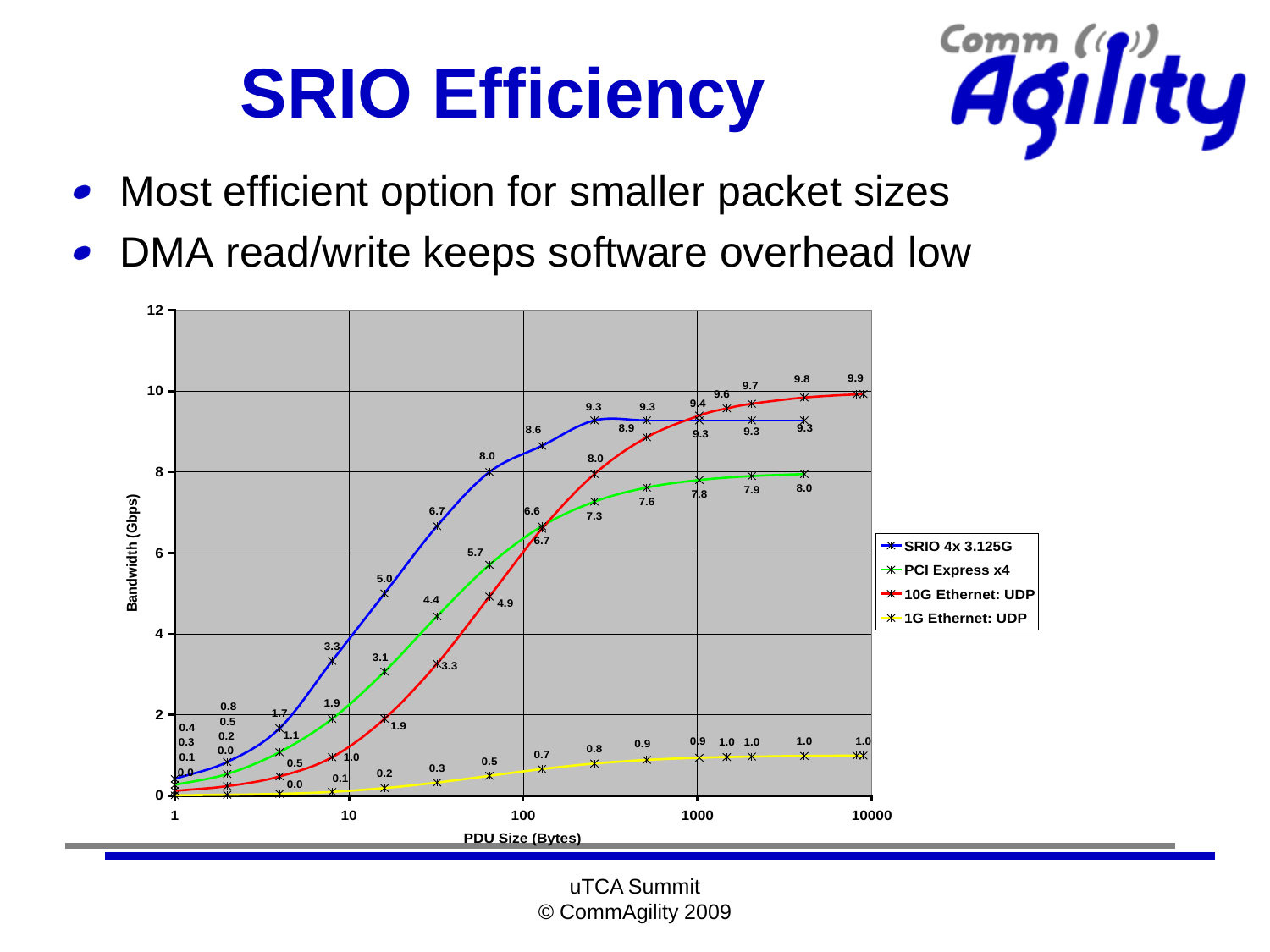# SRIO Efficiency

- Most efficient option for smaller packet sizes
- DMA read/write keeps software overhead low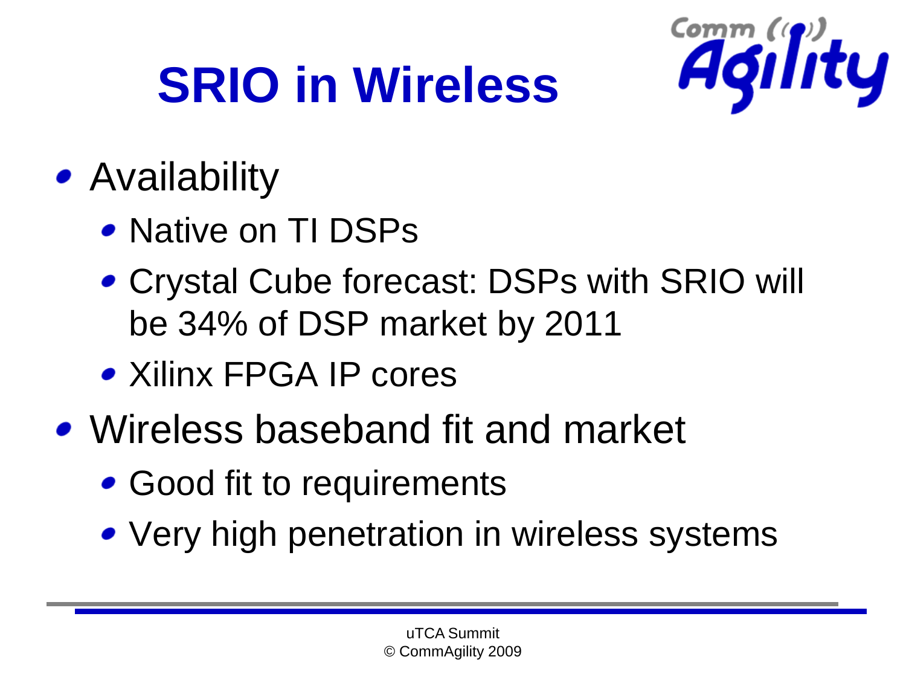# SRIO in Wireless

- Availability
  - Native on TI DSPs
  - Crystal Cube forecast: DSPs with SRIO will be 34% of DSP market by 2011
  - Xilinx FPGA IP cores
- Wireless baseband fit and market
  - Good fit to requirements
  - Very high penetration in wireless systems